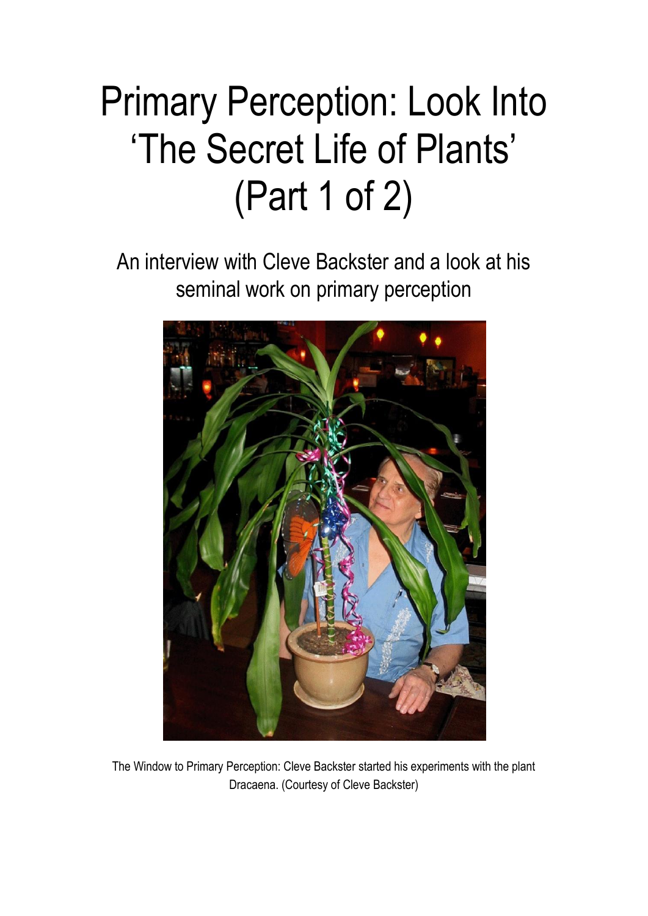# Primary Perception: Look Into 'The Secret Life of Plants' (Part 1 of 2)

## An interview with Cleve Backster and a look at his seminal work on primary perception

The Window to Primary Perception: Cleve Backster started his experiments with the plant Dracaena. (Courtesy of Cleve Backster)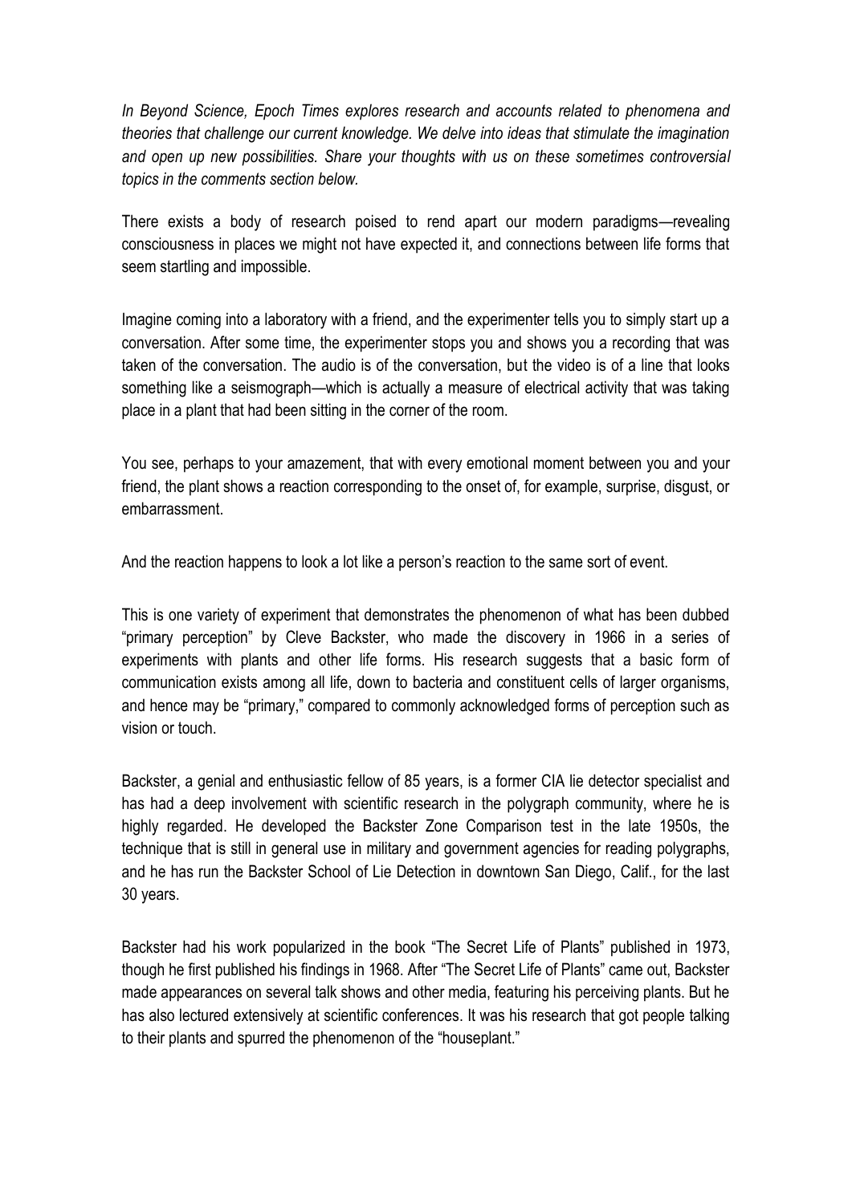*In Beyond Science, Epoch Times explores research and accounts related to phenomena and theories that challenge our current knowledge. We delve into ideas that stimulate the imagination and open up new possibilities. Share your thoughts with us on these sometimes controversial topics in the comments section below.*

There exists a body of research poised to rend apart our modern paradigms—revealing consciousness in places we might not have expected it, and connections between life forms that seem startling and impossible.

Imagine coming into a laboratory with a friend, and the experimenter tells you to simply start up a conversation. After some time, the experimenter stops you and shows you a recording that was taken of the conversation. The audio is of the conversation, but the video is of a line that looks something like a seismograph—which is actually a measure of electrical activity that was taking place in a plant that had been sitting in the corner of the room.

You see, perhaps to your amazement, that with every emotional moment between you and your friend, the plant shows a reaction corresponding to the onset of, for example, surprise, disgust, or embarrassment.

And the reaction happens to look a lot like a person's reaction to the same sort of event.

This is one variety of experiment that demonstrates the phenomenon of what has been dubbed "primary perception" by Cleve Backster, who made the discovery in 1966 in a series of experiments with plants and other life forms. His research suggests that a basic form of communication exists among all life, down to bacteria and constituent cells of larger organisms, and hence may be "primary," compared to commonly acknowledged forms of perception such as vision or touch.

Backster, a genial and enthusiastic fellow of 85 years, is a former CIA lie detector specialist and has had a deep involvement with scientific research in the polygraph community, where he is highly regarded. He developed the Backster Zone Comparison test in the late 1950s, the technique that is still in general use in military and government agencies for reading polygraphs, and he has run the Backster School of Lie Detection in downtown San Diego, Calif., for the last 30 years.

Backster had his work popularized in the book "The Secret Life of Plants" published in 1973, though he first published his findings in 1968. After "The Secret Life of Plants" came out, Backster made appearances on several talk shows and other media, featuring his perceiving plants. But he has also lectured extensively at scientific conferences. It was his research that got people talking to their plants and spurred the phenomenon of the "houseplant."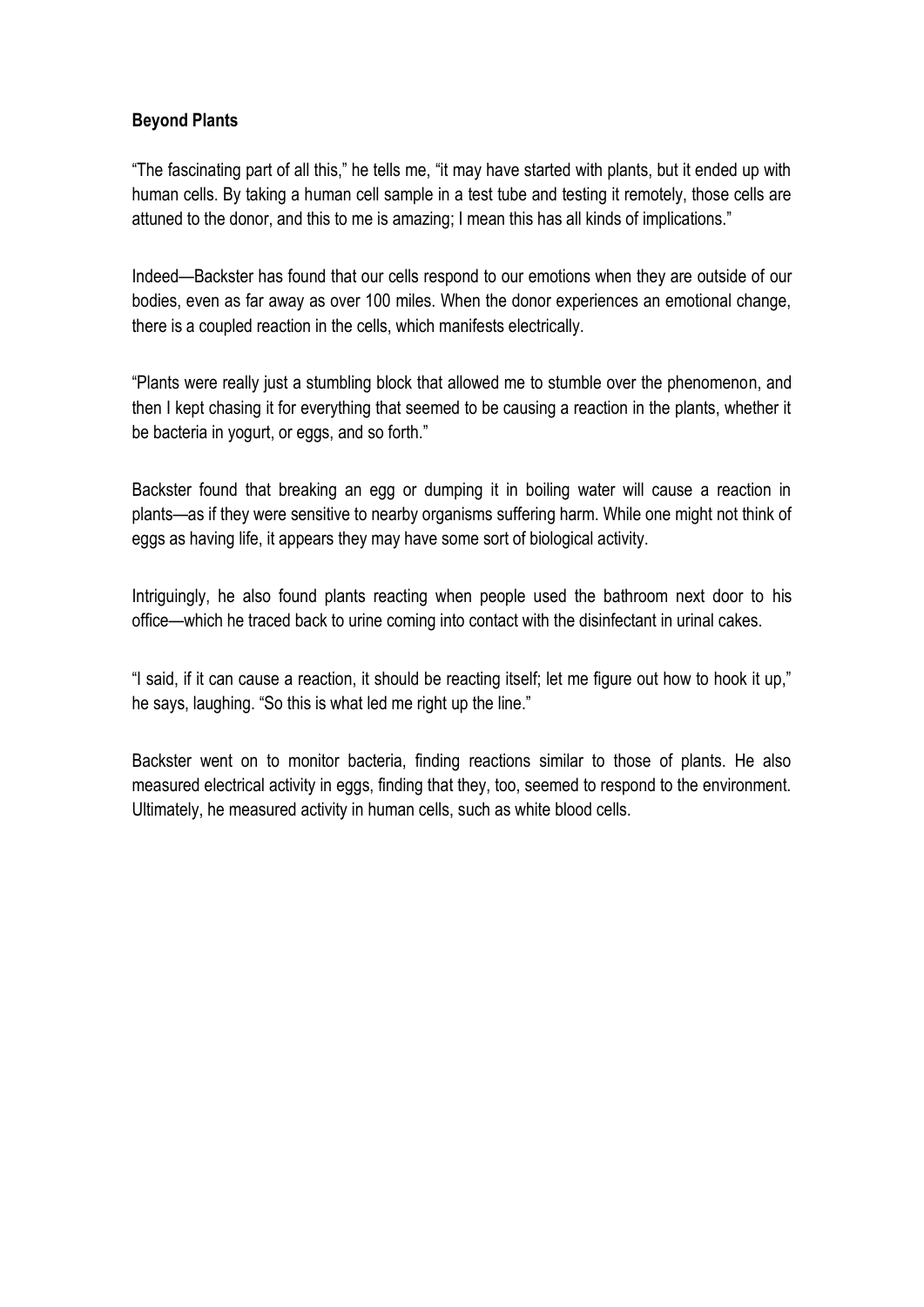**Beyond Plants**

"The fascinating part of all this," he tells me, "it may have started with plants, but it ended up with human cells. By taking a human cell sample in a test tube and testing it remotely, those cells are attuned to the donor, and this to me is amazing; I mean this has all kinds of implications."

Indeed—Backster has found that our cells respond to our emotions when they are outside of our bodies, even as far away as over 100 miles. When the donor experiences an emotional change, there is a coupled reaction in the cells, which manifests electrically.

"Plants were really just a stumbling block that allowed me to stumble over the phenomenon, and then I kept chasing it for everything that seemed to be causing a reaction in the plants, whether it be bacteria in yogurt, or eggs, and so forth."

Backster found that breaking an egg or dumping it in boiling water will cause a reaction in plants—as if they were sensitive to nearby organisms suffering harm. While one might not think of eggs as having life, it appears they may have some sort of biological activity.

Intriguingly, he also found plants reacting when people used the bathroom next door to his office—which he traced back to urine coming into contact with the disinfectant in urinal cakes.

"I said, if it can cause a reaction, it should be reacting itself; let me figure out how to hook it up," he says, laughing. "So this is what led me right up the line."

Backster went on to monitor bacteria, finding reactions similar to those of plants. He also measured electrical activity in eggs, finding that they, too, seemed to respond to the environment. Ultimately, he measured activity in human cells, such as white blood cells.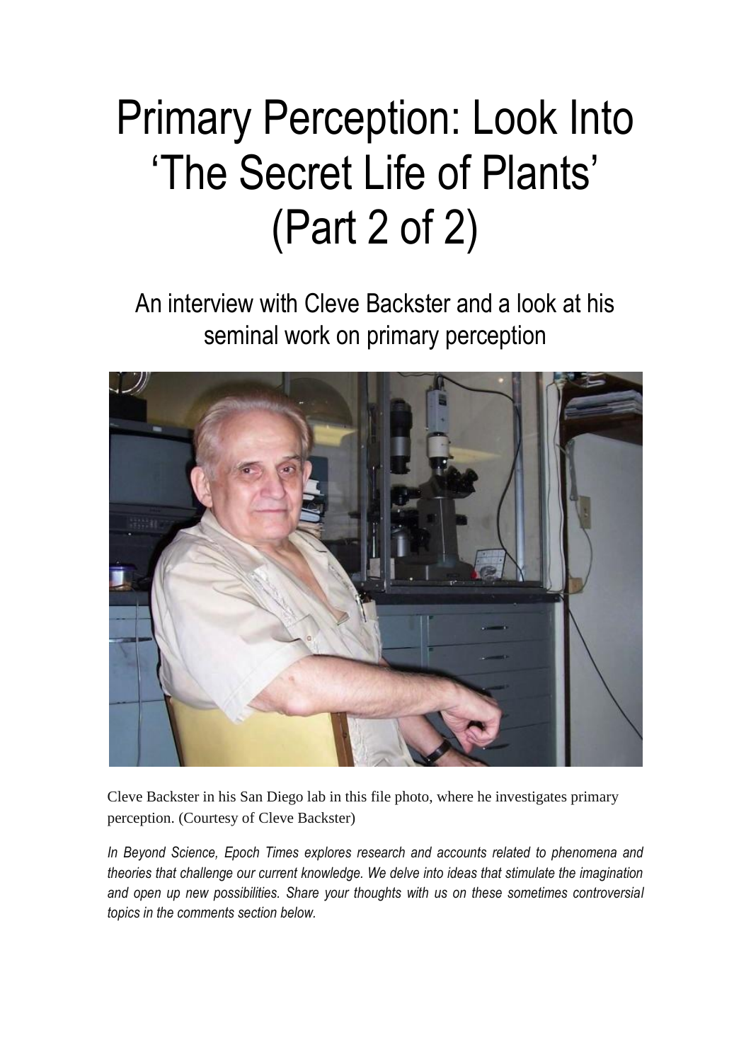# Primary Perception: Look Into 'The Secret Life of Plants' (Part 2 of 2)

## An interview with Cleve Backster and a look at his seminal work on primary perception

Cleve Backster in his San Diego lab in this file photo, where he investigates primary perception. (Courtesy of Cleve Backster)

*In Beyond Science, Epoch Times explores research and accounts related to phenomena and theories that challenge our current knowledge. We delve into ideas that stimulate the imagination and open up new possibilities. Share your thoughts with us on these sometimes controversial topics in the comments section below.*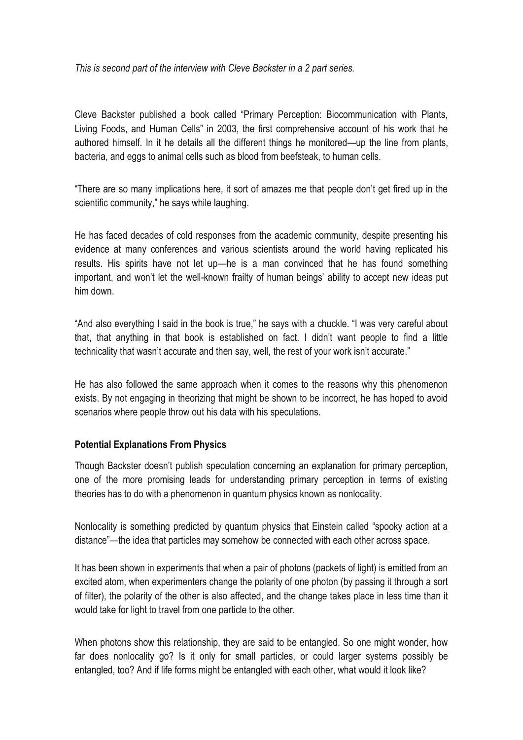*This is second part of the interview with Cleve Backster in a 2 part series.*

Cleve Backster published a book called “Primary Perception: Biocommunication with Plants, Living Foods, and Human Cells” in 2003, the first comprehensive account of his work that he authored himself. In it he details all the different things he monitored—up the line from plants, bacteria, and eggs to animal cells such as blood from beefsteak, to human cells.

“There are so many implications here, it sort of amazes me that people don’t get fired up in the scientific community,” he says while laughing.

He has faced decades of cold responses from the academic community, despite presenting his evidence at many conferences and various scientists around the world having replicated his results. His spirits have not let up—he is a man convinced that he has found something important, and won’t let the well-known frailty of human beings’ ability to accept new ideas put him down.

“And also everything I said in the book is true,” he says with a chuckle. “I was very careful about that, that anything in that book is established on fact. I didn’t want people to find a little technicality that wasn’t accurate and then say, well, the rest of your work isn’t accurate.”

He has also followed the same approach when it comes to the reasons why this phenomenon exists. By not engaging in theorizing that might be shown to be incorrect, he has hoped to avoid scenarios where people throw out his data with his speculations.

**Potential Explanations From Physics**

Though Backster doesn’t publish speculation concerning an explanation for primary perception, one of the more promising leads for understanding primary perception in terms of existing theories has to do with a phenomenon in quantum physics known as nonlocality.

Nonlocality is something predicted by quantum physics that Einstein called “spooky action at a distance”—the idea that particles may somehow be connected with each other across space.

It has been shown in experiments that when a pair of photons (packets of light) is emitted from an excited atom, when experimenters change the polarity of one photon (by passing it through a sort of filter), the polarity of the other is also affected, and the change takes place in less time than it would take for light to travel from one particle to the other.

When photons show this relationship, they are said to be entangled. So one might wonder, how far does nonlocality go? Is it only for small particles, or could larger systems possibly be entangled, too? And if life forms might be entangled with each other, what would it look like?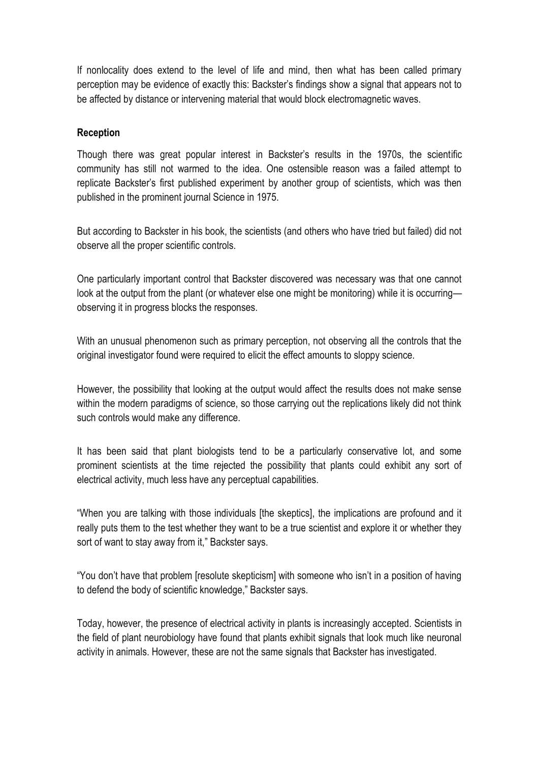If nonlocality does extend to the level of life and mind, then what has been called primary perception may be evidence of exactly this: Backster's findings show a signal that appears not to be affected by distance or intervening material that would block electromagnetic waves.

### Reception

Though there was great popular interest in Backster's results in the 1970s, the scientific community has still not warmed to the idea. One ostensible reason was a failed attempt to replicate Backster's first published experiment by another group of scientists, which was then published in the prominent journal Science in 1975.

But according to Backster in his book, the scientists (and others who have tried but failed) did not observe all the proper scientific controls.

One particularly important control that Backster discovered was necessary was that one cannot look at the output from the plant (or whatever else one might be monitoring) while it is occurring—observing it in progress blocks the responses.

With an unusual phenomenon such as primary perception, not observing all the controls that the original investigator found were required to elicit the effect amounts to sloppy science.

However, the possibility that looking at the output would affect the results does not make sense within the modern paradigms of science, so those carrying out the replications likely did not think such controls would make any difference.

It has been said that plant biologists tend to be a particularly conservative lot, and some prominent scientists at the time rejected the possibility that plants could exhibit any sort of electrical activity, much less have any perceptual capabilities.

"When you are talking with those individuals [the skeptics], the implications are profound and it really puts them to the test whether they want to be a true scientist and explore it or whether they sort of want to stay away from it," Backster says.

"You don't have that problem [resolute skepticism] with someone who isn't in a position of having to defend the body of scientific knowledge," Backster says.

Today, however, the presence of electrical activity in plants is increasingly accepted. Scientists in the field of plant neurobiology have found that plants exhibit signals that look much like neuronal activity in animals. However, these are not the same signals that Backster has investigated.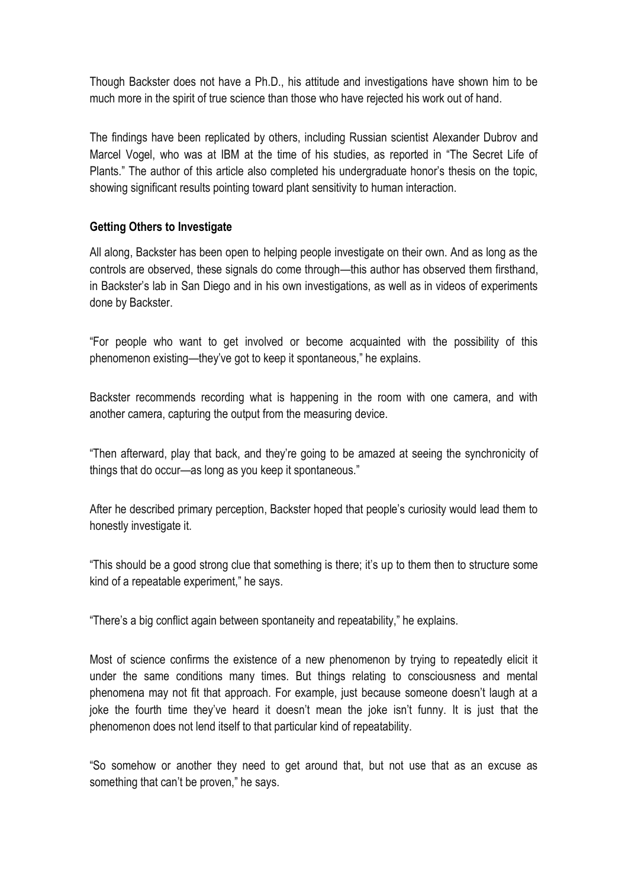Though Backster does not have a Ph.D., his attitude and investigations have shown him to be much more in the spirit of true science than those who have rejected his work out of hand.

The findings have been replicated by others, including Russian scientist Alexander Dubrov and Marcel Vogel, who was at IBM at the time of his studies, as reported in "The Secret Life of Plants." The author of this article also completed his undergraduate honor's thesis on the topic, showing significant results pointing toward plant sensitivity to human interaction.

### Getting Others to Investigate

All along, Backster has been open to helping people investigate on their own. And as long as the controls are observed, these signals do come through—this author has observed them firsthand, in Backster's lab in San Diego and in his own investigations, as well as in videos of experiments done by Backster.

"For people who want to get involved or become acquainted with the possibility of this phenomenon existing—they've got to keep it spontaneous," he explains.

Backster recommends recording what is happening in the room with one camera, and with another camera, capturing the output from the measuring device.

"Then afterward, play that back, and they're going to be amazed at seeing the synchronicity of things that do occur—as long as you keep it spontaneous."

After he described primary perception, Backster hoped that people's curiosity would lead them to honestly investigate it.

"This should be a good strong clue that something is there; it's up to them then to structure some kind of a repeatable experiment," he says.

"There's a big conflict again between spontaneity and repeatability," he explains.

Most of science confirms the existence of a new phenomenon by trying to repeatedly elicit it under the same conditions many times. But things relating to consciousness and mental phenomena may not fit that approach. For example, just because someone doesn't laugh at a joke the fourth time they've heard it doesn't mean the joke isn't funny. It is just that the phenomenon does not lend itself to that particular kind of repeatability.

"So somehow or another they need to get around that, but not use that as an excuse as something that can't be proven," he says.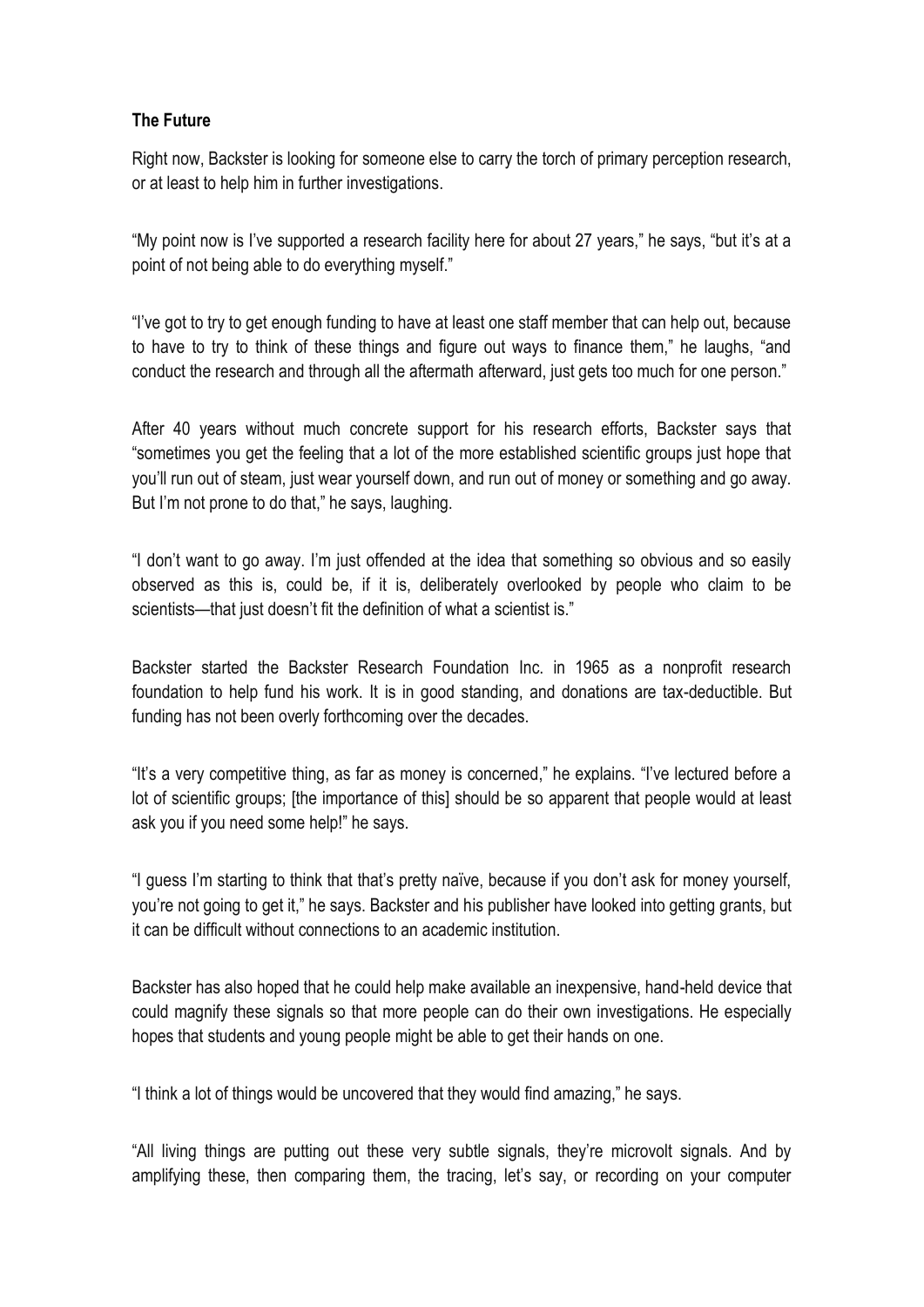**The Future**

Right now, Backster is looking for someone else to carry the torch of primary perception research, or at least to help him in further investigations.

"My point now is I've supported a research facility here for about 27 years," he says, "but it's at a point of not being able to do everything myself."

"I've got to try to get enough funding to have at least one staff member that can help out, because to have to try to think of these things and figure out ways to finance them," he laughs, "and conduct the research and through all the aftermath afterward, just gets too much for one person."

After 40 years without much concrete support for his research efforts, Backster says that "sometimes you get the feeling that a lot of the more established scientific groups just hope that you'll run out of steam, just wear yourself down, and run out of money or something and go away. But I'm not prone to do that," he says, laughing.

"I don't want to go away. I'm just offended at the idea that something so obvious and so easily observed as this is, could be, if it is, deliberately overlooked by people who claim to be scientists—that just doesn't fit the definition of what a scientist is."

Backster started the Backster Research Foundation Inc. in 1965 as a nonprofit research foundation to help fund his work. It is in good standing, and donations are tax-deductible. But funding has not been overly forthcoming over the decades.

"It's a very competitive thing, as far as money is concerned," he explains. "I've lectured before a lot of scientific groups; [the importance of this] should be so apparent that people would at least ask you if you need some help!" he says.

"I guess I'm starting to think that that's pretty naïve, because if you don't ask for money yourself, you're not going to get it," he says. Backster and his publisher have looked into getting grants, but it can be difficult without connections to an academic institution.

Backster has also hoped that he could help make available an inexpensive, hand-held device that could magnify these signals so that more people can do their own investigations. He especially hopes that students and young people might be able to get their hands on one.

"I think a lot of things would be uncovered that they would find amazing," he says.

"All living things are putting out these very subtle signals, they're microvolt signals. And by amplifying these, then comparing them, the tracing, let's say, or recording on your computer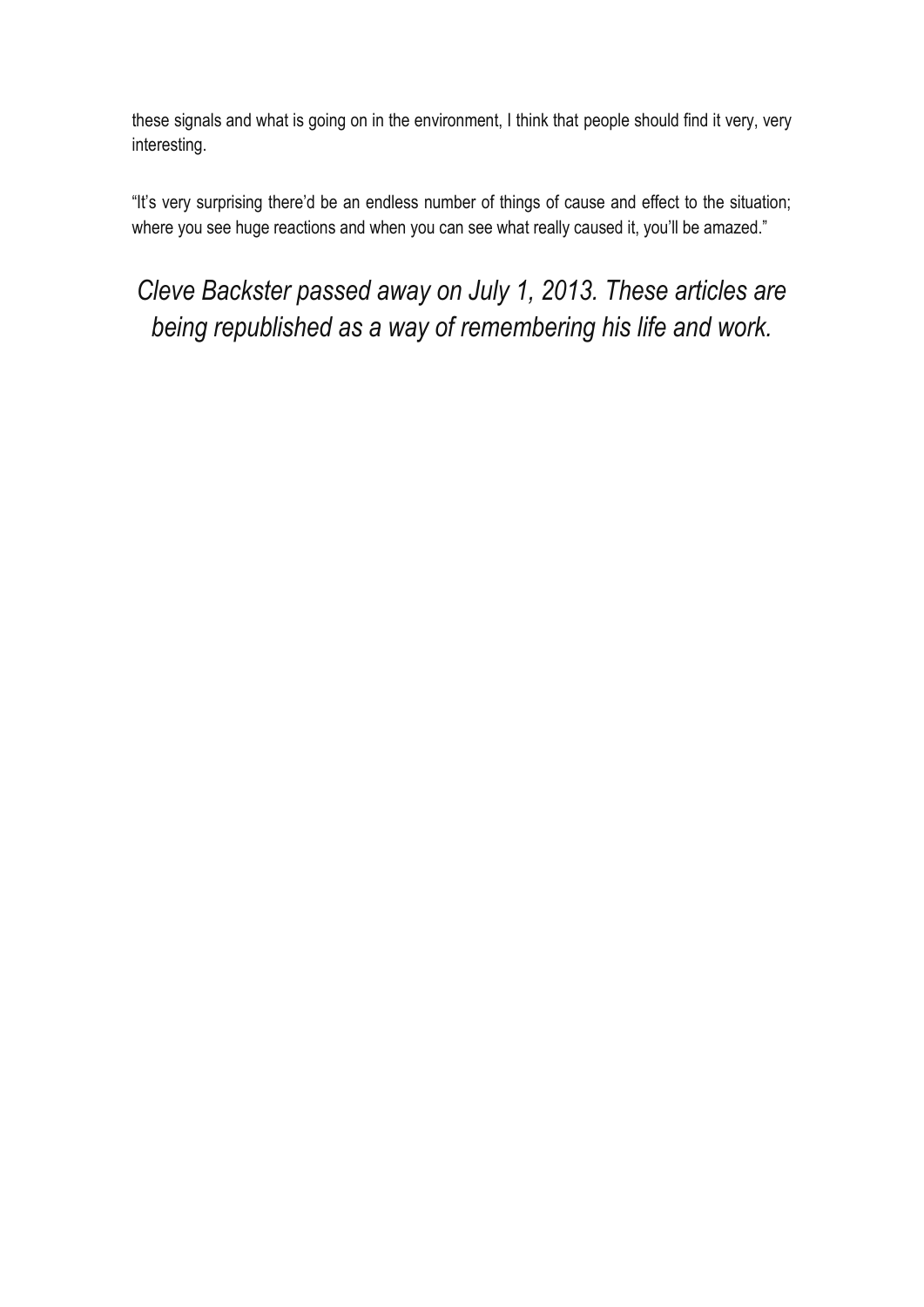these signals and what is going on in the environment, I think that people should find it very, very interesting.

"It's very surprising there'd be an endless number of things of cause and effect to the situation; where you see huge reactions and when you can see what really caused it, you'll be amazed."

*Cleve Backster passed away on July 1, 2013. These articles are being republished as a way of remembering his life and work.*